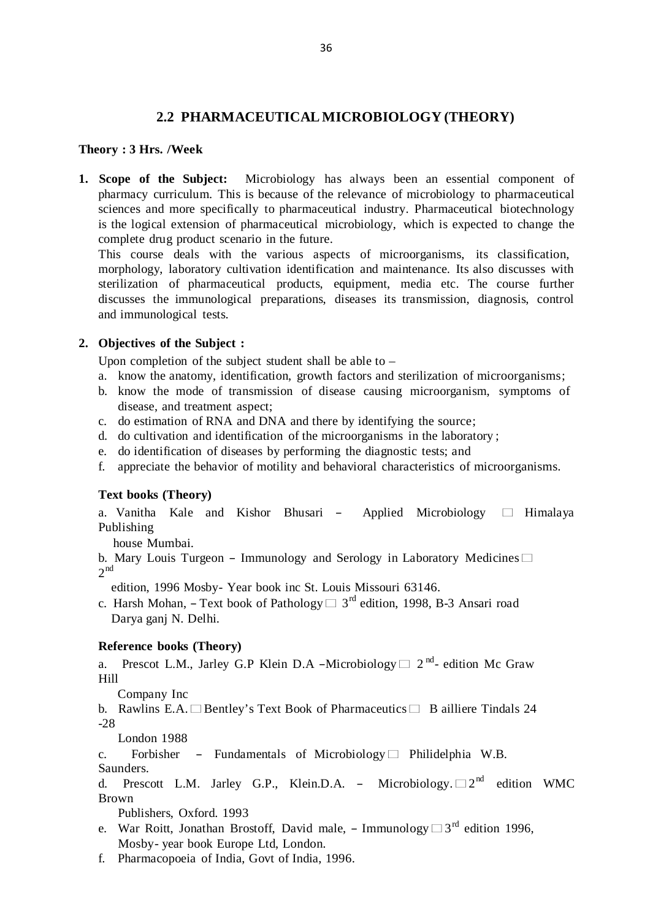## 2.2 PHARMACEUTICAL MICROBIOLOGY (THEORY)

**Theory : 3 Hrs. /Week**

1. **Scope of the Subject:** Microbiology has always been an essential component of pharmacy curriculum. This is because of the relevance of microbiology to pharmaceutical sciences and more specifically to pharmaceutical industry. Pharmaceutical biotechnology is the logical extension of pharmaceutical microbiology, which is expected to change the complete drug product scenario in the future.

   This course deals with the various aspects of microorganisms, its classification, morphology, laboratory cultivation identification and maintenance. Its also discusses with sterilization of pharmaceutical products, equipment, media etc. The course further discusses the immunological preparations, diseases its transmission, diagnosis, control and immunological tests.

2. **Objectives of the Subject :**

   Upon completion of the subject student shall be able to –

   a. know the anatomy, identification, growth factors and sterilization of microorganisms;
   b. know the mode of transmission of disease causing microorganism, symptoms of disease, and treatment aspect;
   c. do estimation of RNA and DNA and there by identifying the source;
   d. do cultivation and identification of the microorganisms in the laboratory ;
   e. do identification of diseases by performing the diagnostic tests; and
   f. appreciate the behavior of motility and behavioral characteristics of microorganisms.

**Text books (Theory)**

a. Vanitha Kale and Kishor Bhusari – Applied Microbiology □ Himalaya Publishing house Mumbai.

b. Mary Louis Turgeon – Immunology and Serology in Laboratory Medicines □ 2nd edition, 1996 Mosby- Year book inc St. Louis Missouri 63146.

c. Harsh Mohan, – Text book of Pathology □ 3rd edition, 1998, B-3 Ansari road Darya ganj N. Delhi.

**Reference books (Theory)**

a. Prescot L.M., Jarley G.P Klein D.A –Microbiology □ 2nd- edition Mc Graw Hill Company Inc

b. Rawlins E.A. □ Bentley's Text Book of Pharmaceutics □ B ailliere Tindals 24 -28 London 1988

c. Forbisher – Fundamentals of Microbiology □ Philidelphia W.B. Saunders.

d. Prescott L.M. Jarley G.P., Klein.D.A. – Microbiology. □ 2nd edition WMC Brown Publishers, Oxford. 1993

e. War Roitt, Jonathan Brostoff, David male, – Immunology □ 3rd edition 1996, Mosby- year book Europe Ltd, London.

f. Pharmacopoeia of India, Govt of India, 1996.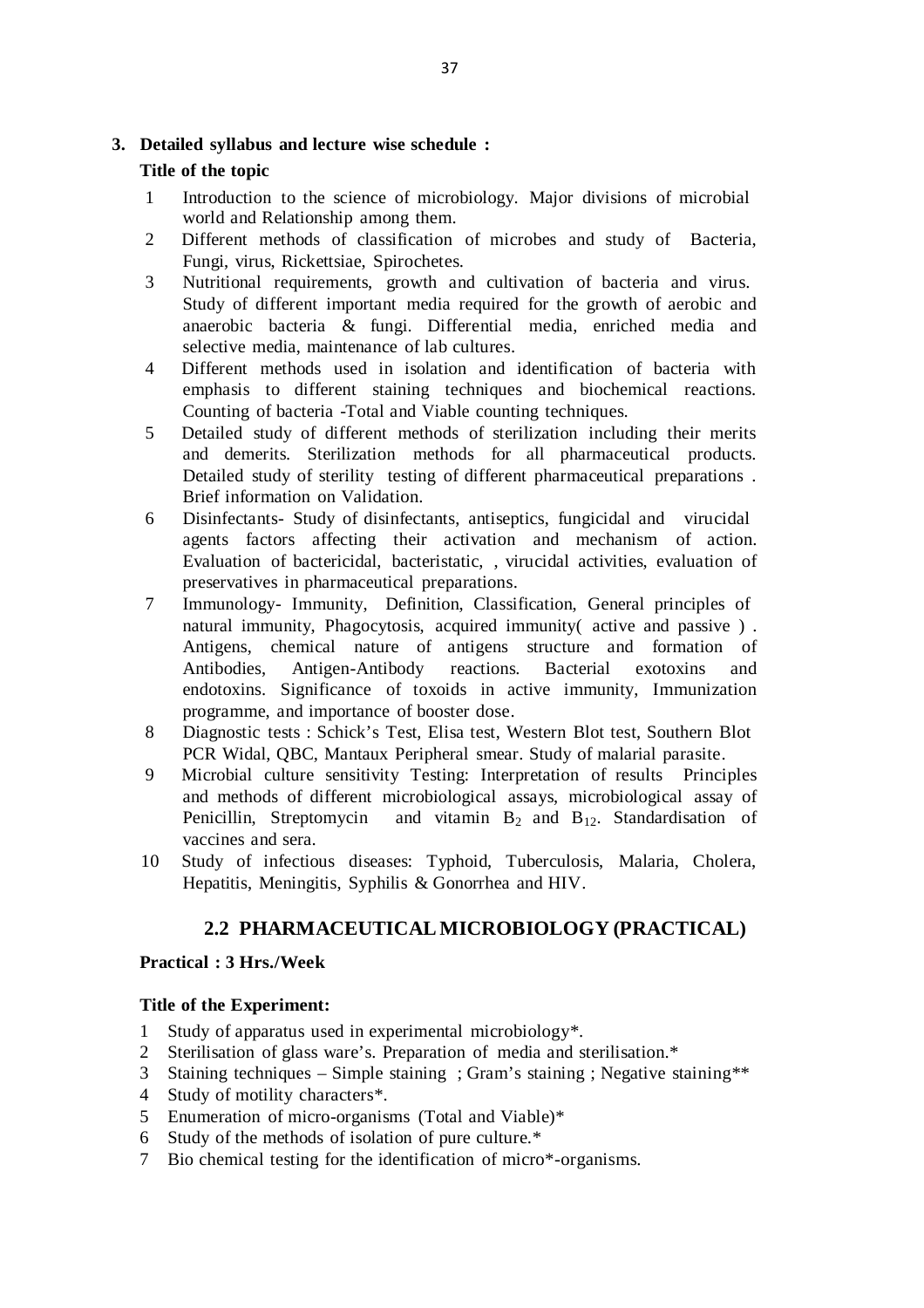## 3. Detailed syllabus and lecture wise schedule :

**Title of the topic**

1. Introduction to the science of microbiology. Major divisions of microbial world and Relationship among them.
2. Different methods of classification of microbes and study of Bacteria, Fungi, virus, Rickettsiae, Spirochetes.
3. Nutritional requirements, growth and cultivation of bacteria and virus. Study of different important media required for the growth of aerobic and anaerobic bacteria & fungi. Differential media, enriched media and selective media, maintenance of lab cultures.
4. Different methods used in isolation and identification of bacteria with emphasis to different staining techniques and biochemical reactions. Counting of bacteria -Total and Viable counting techniques.
5. Detailed study of different methods of sterilization including their merits and demerits. Sterilization methods for all pharmaceutical products. Detailed study of sterility testing of different pharmaceutical preparations . Brief information on Validation.
6. Disinfectants- Study of disinfectants, antiseptics, fungicidal and virucidal agents factors affecting their activation and mechanism of action. Evaluation of bactericidal, bacteristatic, , virucidal activities, evaluation of preservatives in pharmaceutical preparations.
7. Immunology- Immunity, Definition, Classification, General principles of natural immunity, Phagocytosis, acquired immunity( active and passive ) . Antigens, chemical nature of antigens structure and formation of Antibodies, Antigen-Antibody reactions. Bacterial exotoxins and endotoxins. Significance of toxoids in active immunity, Immunization programme, and importance of booster dose.
8. Diagnostic tests : Schick's Test, Elisa test, Western Blot test, Southern Blot PCR Widal, QBC, Mantaux Peripheral smear. Study of malarial parasite.
9. Microbial culture sensitivity Testing: Interpretation of results Principles and methods of different microbiological assays, microbiological assay of Penicillin, Streptomycin and vitamin $B_2$ and $B_{12}$. Standardisation of vaccines and sera.
10. Study of infectious diseases: Typhoid, Tuberculosis, Malaria, Cholera, Hepatitis, Meningitis, Syphilis & Gonorrhea and HIV.

## 2.2 PHARMACEUTICAL MICROBIOLOGY (PRACTICAL)

**Practical : 3 Hrs./Week**

**Title of the Experiment:**

1. Study of apparatus used in experimental microbiology*.
2. Sterilisation of glass ware's. Preparation of media and sterilisation.*
3. Staining techniques – Simple staining ; Gram's staining ; Negative staining**
4. Study of motility characters*.
5. Enumeration of micro-organisms (Total and Viable)*
6. Study of the methods of isolation of pure culture.*
7. Bio chemical testing for the identification of micro*-organisms.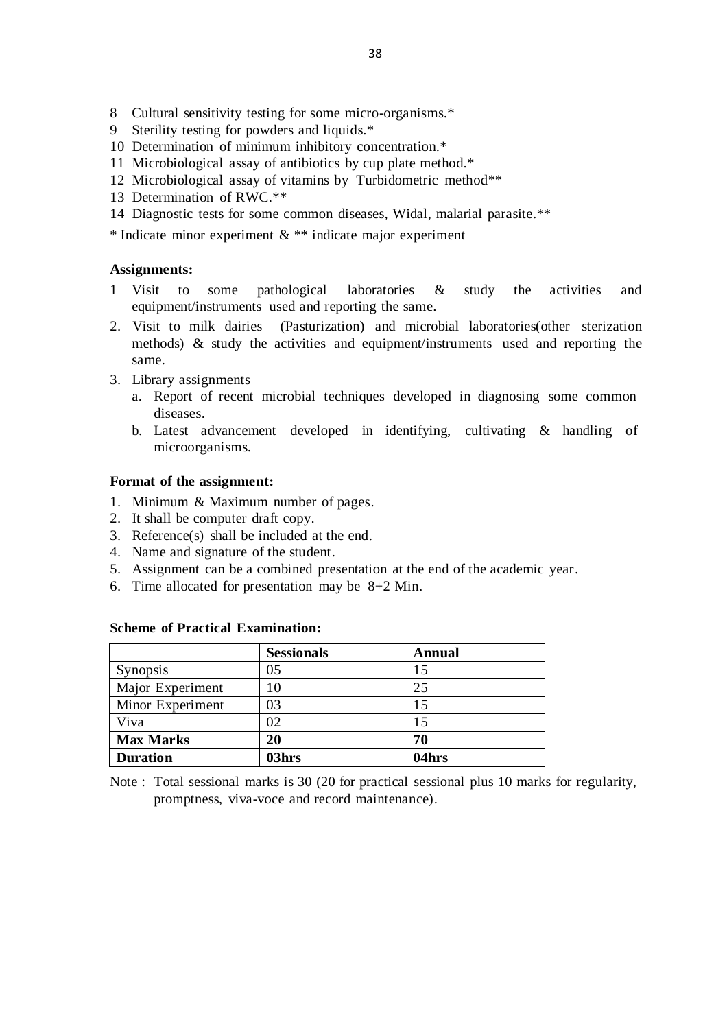8 Cultural sensitivity testing for some micro-organisms.*
9 Sterility testing for powders and liquids.*
10 Determination of minimum inhibitory concentration.*
11 Microbiological assay of antibiotics by cup plate method.*
12 Microbiological assay of vitamins by Turbidometric method**
13 Determination of RWC.**
14 Diagnostic tests for some common diseases, Widal, malarial parasite.**

* Indicate minor experiment & ** indicate major experiment

**Assignments:**

1 Visit to some pathological laboratories & study the activities and equipment/instruments used and reporting the same.
2. Visit to milk dairies (Pasturization) and microbial laboratories(other sterization methods) & study the activities and equipment/instruments used and reporting the same.
3. Library assignments
   a. Report of recent microbial techniques developed in diagnosing some common diseases.
   b. Latest advancement developed in identifying, cultivating & handling of microorganisms.

**Format of the assignment:**

1. Minimum & Maximum number of pages.
2. It shall be computer draft copy.
3. Reference(s) shall be included at the end.
4. Name and signature of the student.
5. Assignment can be a combined presentation at the end of the academic year.
6. Time allocated for presentation may be 8+2 Min.

**Scheme of Practical Examination:**

| | **Sessionals** | **Annual** |
|---|---|---|
| Synopsis | 05 | 15 |
| Major Experiment | 10 | 25 |
| Minor Experiment | 03 | 15 |
| Viva | 02 | 15 |
| **Max Marks** | **20** | **70** |
| **Duration** | **03hrs** | **04hrs** |

Note : Total sessional marks is 30 (20 for practical sessional plus 10 marks for regularity, promptness, viva-voce and record maintenance).